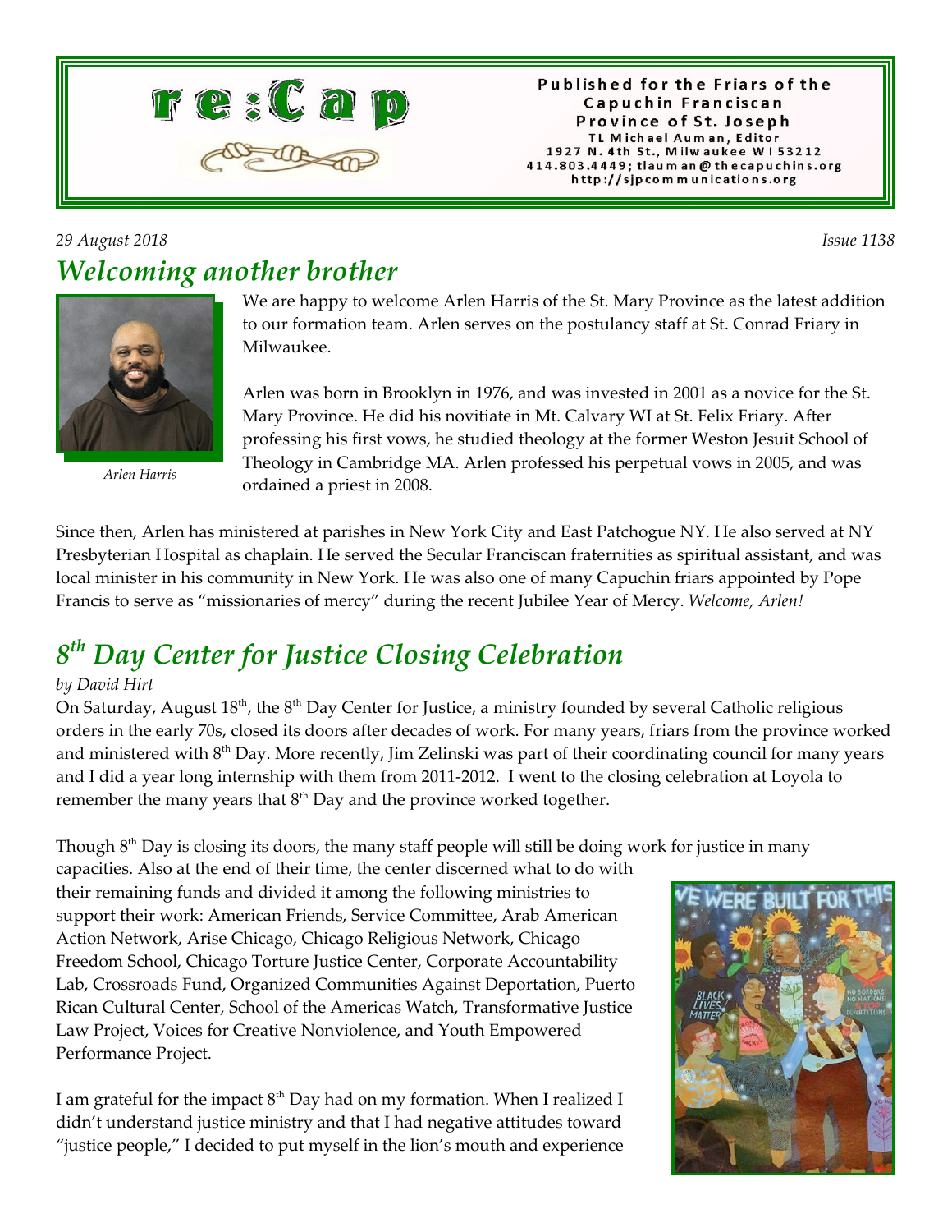# re:Cap

Published for the Friars of the Capuchin Franciscan Province of St. Joseph
TL Michael Auman, Editor
1927 N. 4th St., Milwaukee WI 53212
414.803.4449; tlauman@thecapuchins.org
http://sjpcommunications.org

*29 August 2018* *Issue 1138*

## *Welcoming another brother*

*Arlen Harris*

We are happy to welcome Arlen Harris of the St. Mary Province as the latest addition to our formation team. Arlen serves on the postulancy staff at St. Conrad Friary in Milwaukee.

Arlen was born in Brooklyn in 1976, and was invested in 2001 as a novice for the St. Mary Province. He did his novitiate in Mt. Calvary WI at St. Felix Friary. After professing his first vows, he studied theology at the former Weston Jesuit School of Theology in Cambridge MA. Arlen professed his perpetual vows in 2005, and was ordained a priest in 2008.

Since then, Arlen has ministered at parishes in New York City and East Patchogue NY. He also served at NY Presbyterian Hospital as chaplain. He served the Secular Franciscan fraternities as spiritual assistant, and was local minister in his community in New York. He was also one of many Capuchin friars appointed by Pope Francis to serve as "missionaries of mercy" during the recent Jubilee Year of Mercy. *Welcome, Arlen!*

## *8th Day Center for Justice Closing Celebration*

*by David Hirt*

On Saturday, August 18th, the 8th Day Center for Justice, a ministry founded by several Catholic religious orders in the early 70s, closed its doors after decades of work. For many years, friars from the province worked and ministered with 8th Day. More recently, Jim Zelinski was part of their coordinating council for many years and I did a year long internship with them from 2011-2012. I went to the closing celebration at Loyola to remember the many years that 8th Day and the province worked together.

Though 8th Day is closing its doors, the many staff people will still be doing work for justice in many capacities. Also at the end of their time, the center discerned what to do with their remaining funds and divided it among the following ministries to support their work: American Friends, Service Committee, Arab American Action Network, Arise Chicago, Chicago Religious Network, Chicago Freedom School, Chicago Torture Justice Center, Corporate Accountability Lab, Crossroads Fund, Organized Communities Against Deportation, Puerto Rican Cultural Center, School of the Americas Watch, Transformative Justice Law Project, Voices for Creative Nonviolence, and Youth Empowered Performance Project.

I am grateful for the impact 8th Day had on my formation. When I realized I didn't understand justice ministry and that I had negative attitudes toward "justice people," I decided to put myself in the lion's mouth and experience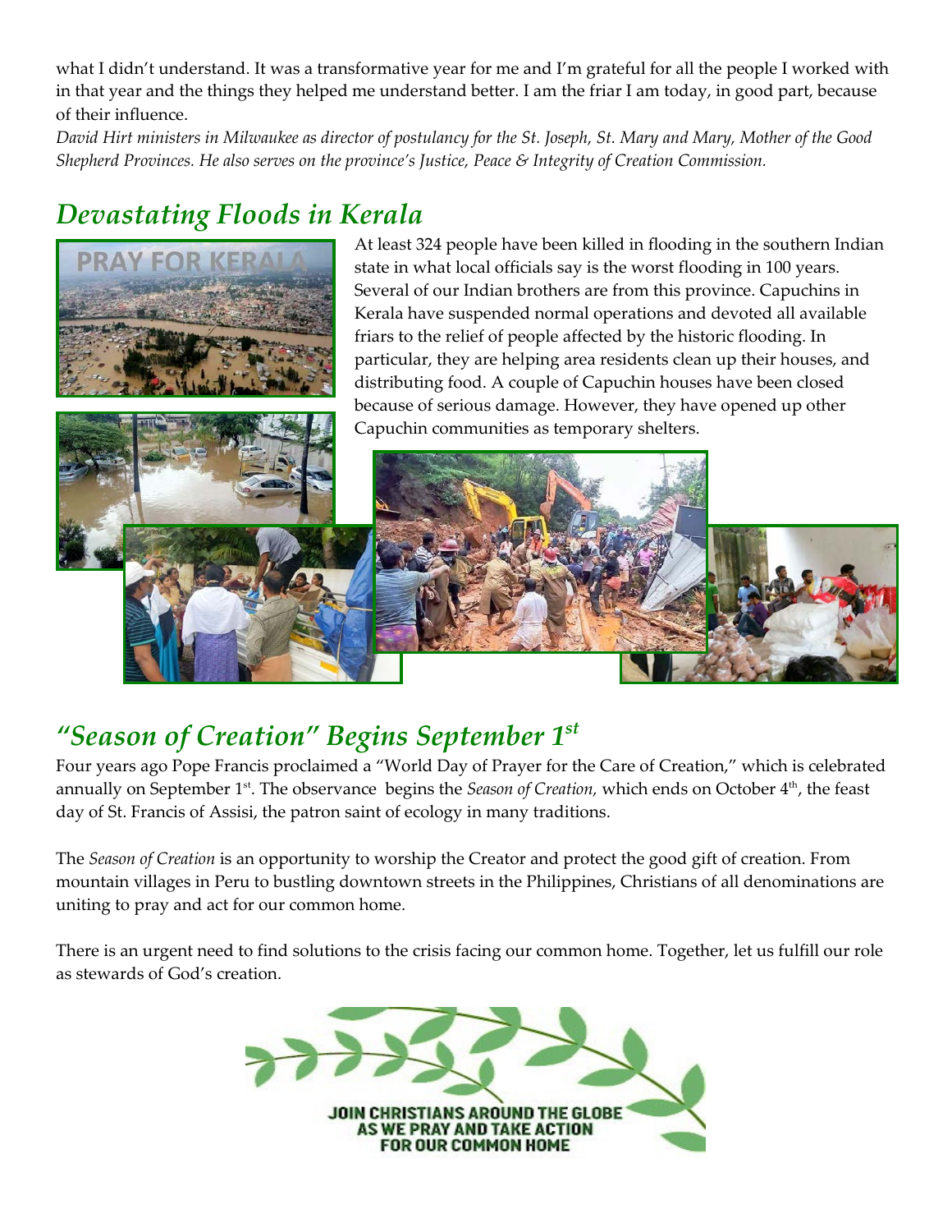what I didn't understand. It was a transformative year for me and I'm grateful for all the people I worked with in that year and the things they helped me understand better. I am the friar I am today, in good part, because of their influence.

*David Hirt ministers in Milwaukee as director of postulancy for the St. Joseph, St. Mary and Mary, Mother of the Good Shepherd Provinces. He also serves on the province's Justice, Peace & Integrity of Creation Commission.*

## *Devastating Floods in Kerala*

At least 324 people have been killed in flooding in the southern Indian state in what local officials say is the worst flooding in 100 years. Several of our Indian brothers are from this province. Capuchins in Kerala have suspended normal operations and devoted all available friars to the relief of people affected by the historic flooding. In particular, they are helping area residents clean up their houses, and distributing food. A couple of Capuchin houses have been closed because of serious damage. However, they have opened up other Capuchin communities as temporary shelters.

## *"Season of Creation" Begins September 1st*

Four years ago Pope Francis proclaimed a "World Day of Prayer for the Care of Creation," which is celebrated annually on September 1st. The observance begins the *Season of Creation,* which ends on October 4th, the feast day of St. Francis of Assisi, the patron saint of ecology in many traditions.

The *Season of Creation* is an opportunity to worship the Creator and protect the good gift of creation. From mountain villages in Peru to bustling downtown streets in the Philippines, Christians of all denominations are uniting to pray and act for our common home.

There is an urgent need to find solutions to the crisis facing our common home. Together, let us fulfill our role as stewards of God's creation.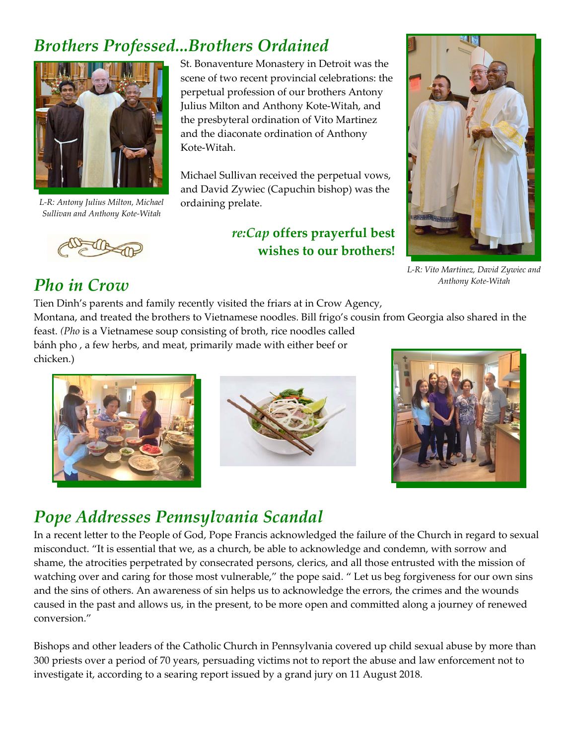## *Brothers Professed...Brothers Ordained*

St. Bonaventure Monastery in Detroit was the scene of two recent provincial celebrations: the perpetual profession of our brothers Antony Julius Milton and Anthony Kote-Witah, and the presbyteral ordination of Vito Martinez and the diaconate ordination of Anthony Kote-Witah.

Michael Sullivan received the perpetual vows, and David Zywiec (Capuchin bishop) was the ordaining prelate.

*L-R: Antony Julius Milton, Michael Sullivan and Anthony Kote-Witah*

***re:Cap* offers prayerful best wishes to our brothers!**

*L-R: Vito Martinez, David Zywiec and Anthony Kote-Witah*

## *Pho in Crow*

Tien Dinh's parents and family recently visited the friars at in Crow Agency, Montana, and treated the brothers to Vietnamese noodles. Bill frigo's cousin from Georgia also shared in the feast. (*Pho* is a Vietnamese soup consisting of broth, rice noodles called bánh pho , a few herbs, and meat, primarily made with either beef or chicken.)

## *Pope Addresses Pennsylvania Scandal*

In a recent letter to the People of God, Pope Francis acknowledged the failure of the Church in regard to sexual misconduct. "It is essential that we, as a church, be able to acknowledge and condemn, with sorrow and shame, the atrocities perpetrated by consecrated persons, clerics, and all those entrusted with the mission of watching over and caring for those most vulnerable," the pope said. " Let us beg forgiveness for our own sins and the sins of others. An awareness of sin helps us to acknowledge the errors, the crimes and the wounds caused in the past and allows us, in the present, to be more open and committed along a journey of renewed conversion."

Bishops and other leaders of the Catholic Church in Pennsylvania covered up child sexual abuse by more than 300 priests over a period of 70 years, persuading victims not to report the abuse and law enforcement not to investigate it, according to a searing report issued by a grand jury on 11 August 2018.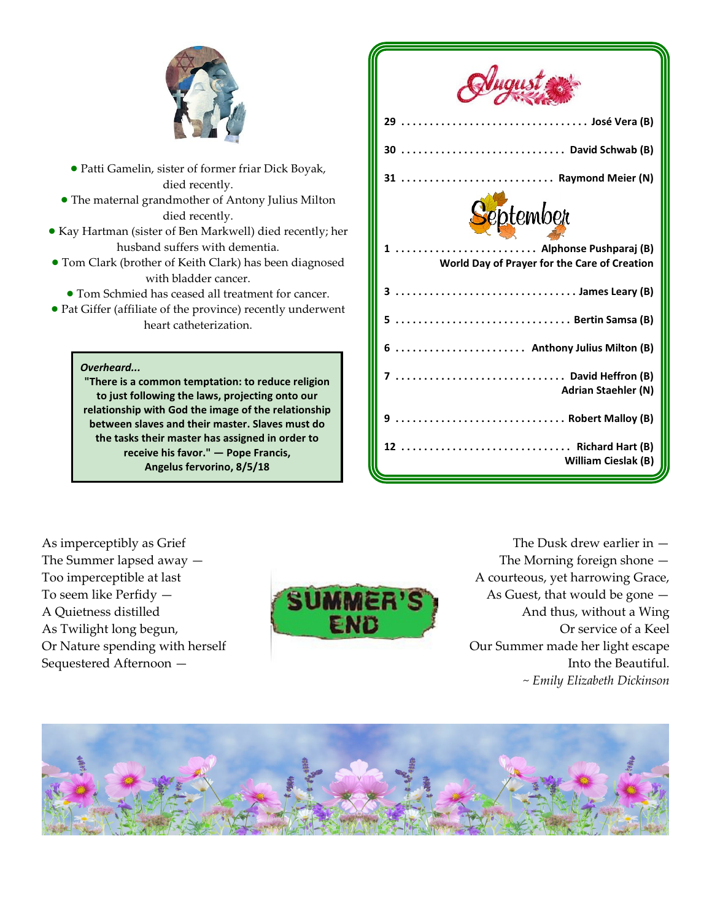- Patti Gamelin, sister of former friar Dick Boyak, died recently.
- The maternal grandmother of Antony Julius Milton died recently.
- Kay Hartman (sister of Ben Markwell) died recently; her husband suffers with dementia.
- Tom Clark (brother of Keith Clark) has been diagnosed with bladder cancer.
- Tom Schmied has ceased all treatment for cancer.
- Pat Giffer (affiliate of the province) recently underwent heart catheterization.

***Overheard...***

**"There is a common temptation: to reduce religion to just following the laws, projecting onto our relationship with God the image of the relationship between slaves and their master. Slaves must do the tasks their master has assigned in order to receive his favor." — Pope Francis, Angelus fervorino, 8/5/18**

## August

**29** . . . . . . . . . . . . . . . . . . . . . . . . . . . . . . . . **José Vera (B)**

**30** . . . . . . . . . . . . . . . . . . . . . . . . . . . . **David Schwab (B)**

**31** . . . . . . . . . . . . . . . . . . . . . . . . . . **Raymond Meier (N)**

## September

**1** . . . . . . . . . . . . . . . . . . . . . . . . **Alphonse Pushparaj (B)**
**World Day of Prayer for the Care of Creation**

**3** . . . . . . . . . . . . . . . . . . . . . . . . . . . . . . . . **James Leary (B)**

**5** . . . . . . . . . . . . . . . . . . . . . . . . . . . . . . . **Bertin Samsa (B)**

**6** . . . . . . . . . . . . . . . . . . . . . . . **Anthony Julius Milton (B)**

**7** . . . . . . . . . . . . . . . . . . . . . . . . . . . . . . **David Heffron (B)**
**Adrian Staehler (N)**

**9** . . . . . . . . . . . . . . . . . . . . . . . . . . . . . . **Robert Malloy (B)**

**12** . . . . . . . . . . . . . . . . . . . . . . . . . . . . . . **Richard Hart (B)**
**William Cieslak (B)**

SUMMER'S END

As imperceptibly as Grief
The Summer lapsed away —
Too imperceptible at last
To seem like Perfidy —
A Quietness distilled
As Twilight long begun,
Or Nature spending with herself
Sequestered Afternoon —

The Dusk drew earlier in —
The Morning foreign shone —
A courteous, yet harrowing Grace,
As Guest, that would be gone —
And thus, without a Wing
Or service of a Keel
Our Summer made her light escape
Into the Beautiful.

*~ Emily Elizabeth Dickinson*